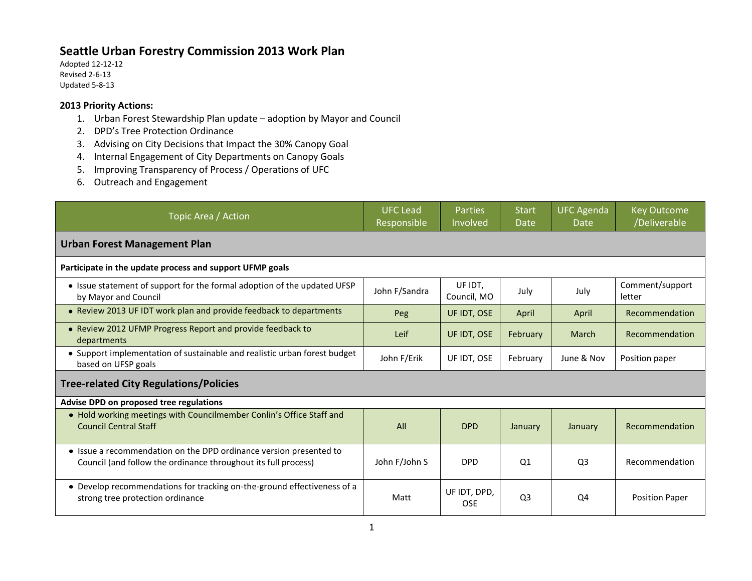# Seattle Urban Forestry Commission 2013 Work Plan

Adopted 12-12-12
Revised 2-6-13
Updated 5-8-13

**2013 Priority Actions:**

1. Urban Forest Stewardship Plan update – adoption by Mayor and Council
2. DPD's Tree Protection Ordinance
3. Advising on City Decisions that Impact the 30% Canopy Goal
4. Internal Engagement of City Departments on Canopy Goals
5. Improving Transparency of Process / Operations of UFC
6. Outreach and Engagement

| Topic Area / Action | UFC Lead Responsible | Parties Involved | Start Date | UFC Agenda Date | Key Outcome /Deliverable |
|---|---|---|---|---|---|
| **Urban Forest Management Plan** | | | | | |
| **Participate in the update process and support UFMP goals** | | | | | |
| • Issue statement of support for the formal adoption of the updated UFSP by Mayor and Council | John F/Sandra | UF IDT, Council, MO | July | July | Comment/support letter |
| • Review 2013 UF IDT work plan and provide feedback to departments | Peg | UF IDT, OSE | April | April | Recommendation |
| • Review 2012 UFMP Progress Report and provide feedback to departments | Leif | UF IDT, OSE | February | March | Recommendation |
| • Support implementation of sustainable and realistic urban forest budget based on UFSP goals | John F/Erik | UF IDT, OSE | February | June & Nov | Position paper |
| **Tree-related City Regulations/Policies** | | | | | |
| **Advise DPD on proposed tree regulations** | | | | | |
| • Hold working meetings with Councilmember Conlin's Office Staff and Council Central Staff | All | DPD | January | January | Recommendation |
| • Issue a recommendation on the DPD ordinance version presented to Council (and follow the ordinance throughout its full process) | John F/John S | DPD | Q1 | Q3 | Recommendation |
| • Develop recommendations for tracking on-the-ground effectiveness of a strong tree protection ordinance | Matt | UF IDT, DPD, OSE | Q3 | Q4 | Position Paper |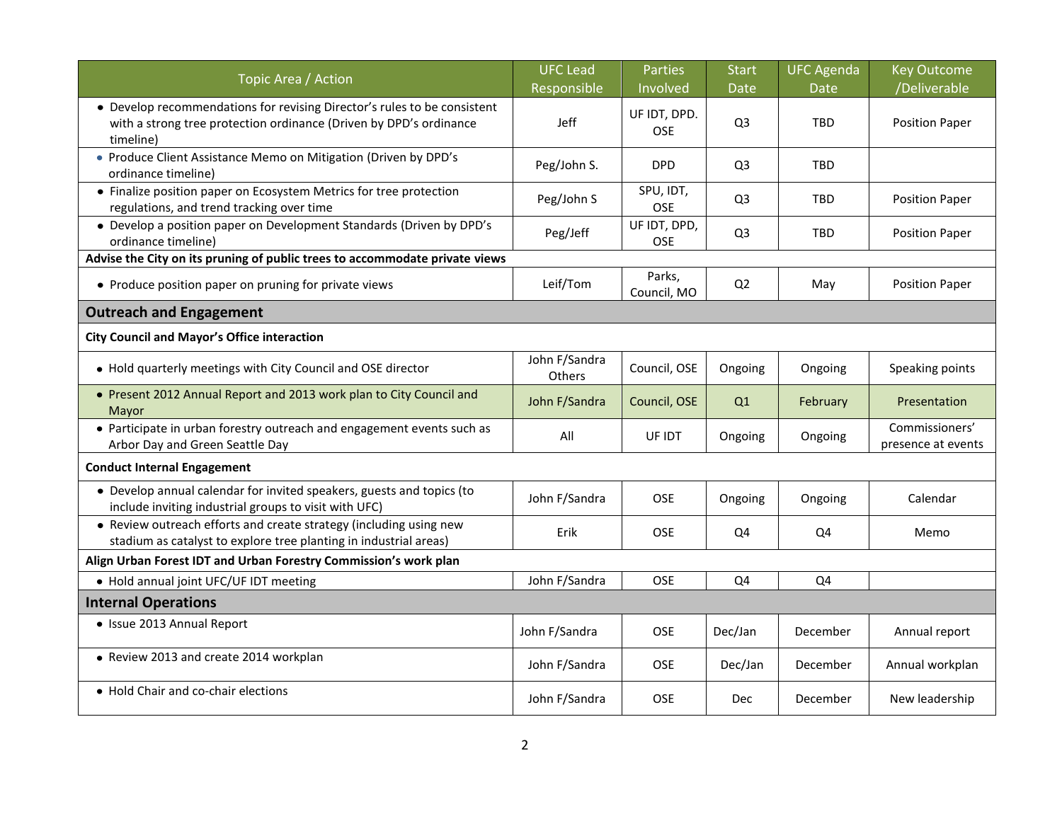| Topic Area / Action | UFC Lead Responsible | Parties Involved | Start Date | UFC Agenda Date | Key Outcome /Deliverable |
|---|---|---|---|---|---|
| • Develop recommendations for revising Director's rules to be consistent with a strong tree protection ordinance (Driven by DPD's ordinance timeline) | Jeff | UF IDT, DPD. OSE | Q3 | TBD | Position Paper |
| • Produce Client Assistance Memo on Mitigation (Driven by DPD's ordinance timeline) | Peg/John S. | DPD | Q3 | TBD | |
| • Finalize position paper on Ecosystem Metrics for tree protection regulations, and trend tracking over time | Peg/John S | SPU, IDT, OSE | Q3 | TBD | Position Paper |
| • Develop a position paper on Development Standards (Driven by DPD's ordinance timeline) | Peg/Jeff | UF IDT, DPD, OSE | Q3 | TBD | Position Paper |
| **Advise the City on its pruning of public trees to accommodate private views** | | | | | |
| • Produce position paper on pruning for private views | Leif/Tom | Parks, Council, MO | Q2 | May | Position Paper |
| **Outreach and Engagement** | | | | | |
| **City Council and Mayor's Office interaction** | | | | | |
| • Hold quarterly meetings with City Council and OSE director | John F/Sandra Others | Council, OSE | Ongoing | Ongoing | Speaking points |
| • Present 2012 Annual Report and 2013 work plan to City Council and Mayor | John F/Sandra | Council, OSE | Q1 | February | Presentation |
| • Participate in urban forestry outreach and engagement events such as Arbor Day and Green Seattle Day | All | UF IDT | Ongoing | Ongoing | Commissioners' presence at events |
| **Conduct Internal Engagement** | | | | | |
| • Develop annual calendar for invited speakers, guests and topics (to include inviting industrial groups to visit with UFC) | John F/Sandra | OSE | Ongoing | Ongoing | Calendar |
| • Review outreach efforts and create strategy (including using new stadium as catalyst to explore tree planting in industrial areas) | Erik | OSE | Q4 | Q4 | Memo |
| **Align Urban Forest IDT and Urban Forestry Commission's work plan** | | | | | |
| • Hold annual joint UFC/UF IDT meeting | John F/Sandra | OSE | Q4 | Q4 | |
| **Internal Operations** | | | | | |
| • Issue 2013 Annual Report | John F/Sandra | OSE | Dec/Jan | December | Annual report |
| • Review 2013 and create 2014 workplan | John F/Sandra | OSE | Dec/Jan | December | Annual workplan |
| • Hold Chair and co-chair elections | John F/Sandra | OSE | Dec | December | New leadership |